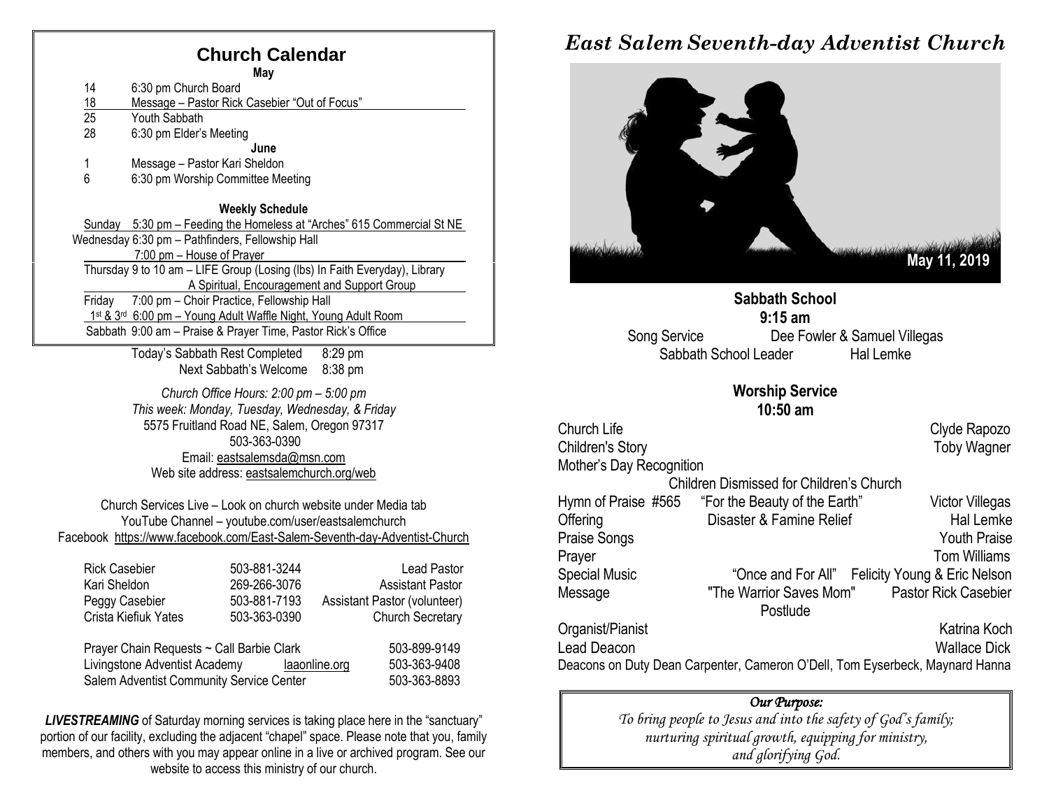## Church Calendar

**May**

| | |
|---|---|
| 14 | 6:30 pm Church Board |
| 18 | Message – Pastor Rick Casebier "Out of Focus" |
| 25 | Youth Sabbath |
| 28 | 6:30 pm Elder's Meeting |

**June**

| | |
|---|---|
| 1 | Message – Pastor Kari Sheldon |
| 6 | 6:30 pm Worship Committee Meeting |

**Weekly Schedule**

Sunday 5:30 pm – Feeding the Homeless at "Arches" 615 Commercial St NE

Wednesday 6:30 pm – Pathfinders, Fellowship Hall
7:00 pm – House of Prayer

Thursday 9 to 10 am – LIFE Group (Losing (lbs) In Faith Everyday), Library
A Spiritual, Encouragement and Support Group

Friday 7:00 pm – Choir Practice, Fellowship Hall
1st & 3rd 6:00 pm – Young Adult Waffle Night, Young Adult Room

Sabbath 9:00 am – Praise & Prayer Time, Pastor Rick's Office

Today's Sabbath Rest Completed 8:29 pm
Next Sabbath's Welcome 8:38 pm

*Church Office Hours: 2:00 pm – 5:00 pm*
*This week: Monday, Tuesday, Wednesday, & Friday*
5575 Fruitland Road NE, Salem, Oregon 97317
503-363-0390
Email: eastsalemsda@msn.com
Web site address: eastsalemchurch.org/web

Church Services Live – Look on church website under Media tab
YouTube Channel – youtube.com/user/eastsalemchurch
Facebook https://www.facebook.com/East-Salem-Seventh-day-Adventist-Church

| | | |
|---|---|---|
| Rick Casebier | 503-881-3244 | Lead Pastor |
| Kari Sheldon | 269-266-3076 | Assistant Pastor |
| Peggy Casebier | 503-881-7193 | Assistant Pastor (volunteer) |
| Crista Kiefiuk Yates | 503-363-0390 | Church Secretary |

| | | |
|---|---|---|
| Prayer Chain Requests ~ Call Barbie Clark | | 503-899-9149 |
| Livingstone Adventist Academy | laaonline.org | 503-363-9408 |
| Salem Adventist Community Service Center | | 503-363-8893 |

***LIVESTREAMING*** of Saturday morning services is taking place here in the "sanctuary" portion of our facility, excluding the adjacent "chapel" space. Please note that you, family members, and others with you may appear online in a live or archived program. See our website to access this ministry of our church.

# *East Salem Seventh-day Adventist Church*

May 11, 2019

**Sabbath School**
**9:15 am**

Song Service — Dee Fowler & Samuel Villegas
Sabbath School Leader — Hal Lemke

**Worship Service**
**10:50 am**

| | | |
|---|---|---|
| Church Life | | Clyde Rapozo |
| Children's Story | | Toby Wagner |
| Mother's Day Recognition | | |
| | Children Dismissed for Children's Church | |
| Hymn of Praise #565 | "For the Beauty of the Earth" | Victor Villegas |
| Offering | Disaster & Famine Relief | Hal Lemke |
| Praise Songs | | Youth Praise |
| Prayer | | Tom Williams |
| Special Music | "Once and For All" | Felicity Young & Eric Nelson |
| Message | "The Warrior Saves Mom" | Pastor Rick Casebier |
| | Postlude | |
| Organist/Pianist | | Katrina Koch |
| Lead Deacon | | Wallace Dick |

Deacons on Duty Dean Carpenter, Cameron O'Dell, Tom Eyserbeck, Maynard Hanna

*Our Purpose:*
*To bring people to Jesus and into the safety of God's family; nurturing spiritual growth, equipping for ministry, and glorifying God.*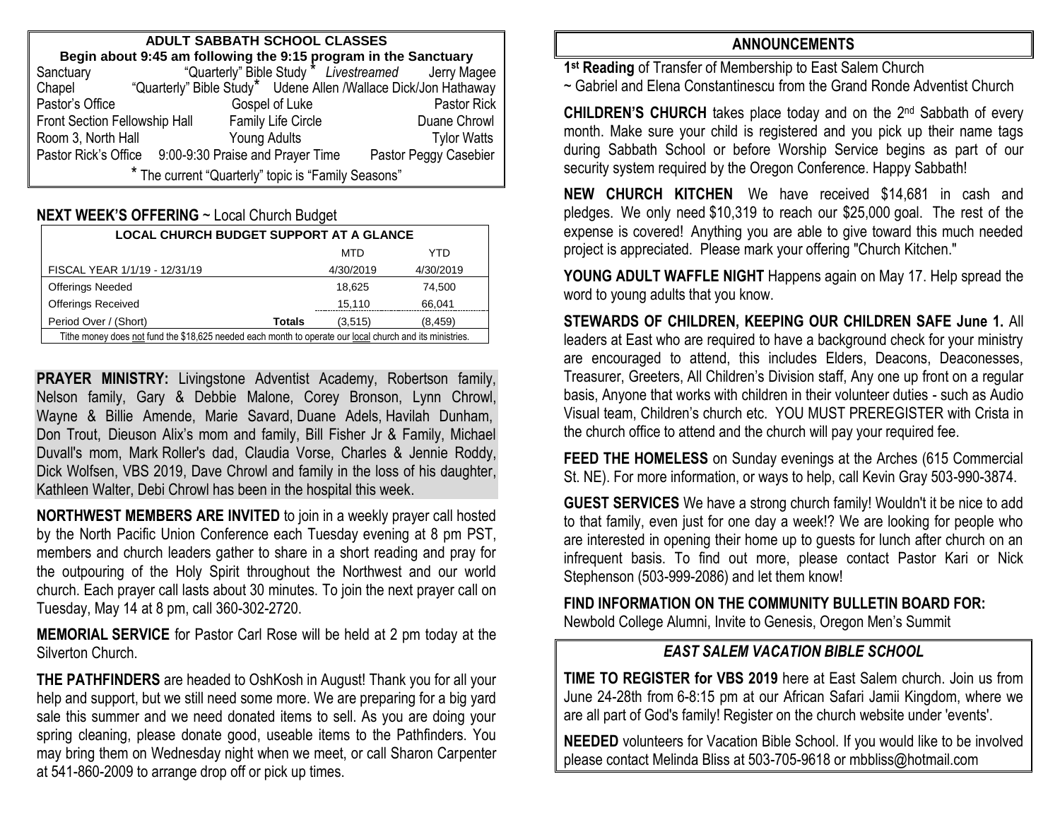## ADULT SABBATH SCHOOL CLASSES

**Begin about 9:45 am following the 9:15 program in the Sanctuary**

| | | |
|---|---|---|
| Sanctuary | "Quarterly" Bible Study * *Livestreamed* | Jerry Magee |
| Chapel | "Quarterly" Bible Study* | Udene Allen /Wallace Dick/Jon Hathaway |
| Pastor's Office | Gospel of Luke | Pastor Rick |
| Front Section Fellowship Hall | Family Life Circle | Duane Chrowl |
| Room 3, North Hall | Young Adults | Tylor Watts |
| Pastor Rick's Office | 9:00-9:30 Praise and Prayer Time | Pastor Peggy Casebier |

\* The current "Quarterly" topic is "Family Seasons"

**NEXT WEEK'S OFFERING** ~ Local Church Budget

| LOCAL CHURCH BUDGET SUPPORT AT A GLANCE | | | |
|---|---|---|---|
| | | MTD | YTD |
| FISCAL YEAR 1/1/19 - 12/31/19 | | 4/30/2019 | 4/30/2019 |
| Offerings Needed | | 18,625 | 74,500 |
| Offerings Received | | 15,110 | 66,041 |
| Period Over / (Short) | **Totals** | (3,515) | (8,459) |

Tithe money does not fund the $18,625 needed each month to operate our local church and its ministries.

**PRAYER MINISTRY:** Livingstone Adventist Academy, Robertson family, Nelson family, Gary & Debbie Malone, Corey Bronson, Lynn Chrowl, Wayne & Billie Amende, Marie Savard, Duane Adels, Havilah Dunham, Don Trout, Dieuson Alix's mom and family, Bill Fisher Jr & Family, Michael Duvall's mom, Mark Roller's dad, Claudia Vorse, Charles & Jennie Roddy, Dick Wolfsen, VBS 2019, Dave Chrowl and family in the loss of his daughter, Kathleen Walter, Debi Chrowl has been in the hospital this week.

**NORTHWEST MEMBERS ARE INVITED** to join in a weekly prayer call hosted by the North Pacific Union Conference each Tuesday evening at 8 pm PST, members and church leaders gather to share in a short reading and pray for the outpouring of the Holy Spirit throughout the Northwest and our world church. Each prayer call lasts about 30 minutes. To join the next prayer call on Tuesday, May 14 at 8 pm, call 360-302-2720.

**MEMORIAL SERVICE** for Pastor Carl Rose will be held at 2 pm today at the Silverton Church.

**THE PATHFINDERS** are headed to OshKosh in August! Thank you for all your help and support, but we still need some more. We are preparing for a big yard sale this summer and we need donated items to sell. As you are doing your spring cleaning, please donate good, useable items to the Pathfinders. You may bring them on Wednesday night when we meet, or call Sharon Carpenter at 541-860-2009 to arrange drop off or pick up times.

## ANNOUNCEMENTS

**1st Reading** of Transfer of Membership to East Salem Church
~ Gabriel and Elena Constantinescu from the Grand Ronde Adventist Church

**CHILDREN'S CHURCH** takes place today and on the 2nd Sabbath of every month. Make sure your child is registered and you pick up their name tags during Sabbath School or before Worship Service begins as part of our security system required by the Oregon Conference. Happy Sabbath!

**NEW CHURCH KITCHEN** We have received $14,681 in cash and pledges. We only need $10,319 to reach our $25,000 goal. The rest of the expense is covered! Anything you are able to give toward this much needed project is appreciated. Please mark your offering "Church Kitchen."

**YOUNG ADULT WAFFLE NIGHT** Happens again on May 17. Help spread the word to young adults that you know.

**STEWARDS OF CHILDREN, KEEPING OUR CHILDREN SAFE June 1.** All leaders at East who are required to have a background check for your ministry are encouraged to attend, this includes Elders, Deacons, Deaconesses, Treasurer, Greeters, All Children's Division staff, Any one up front on a regular basis, Anyone that works with children in their volunteer duties - such as Audio Visual team, Children's church etc. YOU MUST PREREGISTER with Crista in the church office to attend and the church will pay your required fee.

**FEED THE HOMELESS** on Sunday evenings at the Arches (615 Commercial St. NE). For more information, or ways to help, call Kevin Gray 503-990-3874.

**GUEST SERVICES** We have a strong church family! Wouldn't it be nice to add to that family, even just for one day a week!? We are looking for people who are interested in opening their home up to guests for lunch after church on an infrequent basis. To find out more, please contact Pastor Kari or Nick Stephenson (503-999-2086) and let them know!

**FIND INFORMATION ON THE COMMUNITY BULLETIN BOARD FOR:**
Newbold College Alumni, Invite to Genesis, Oregon Men's Summit

### *EAST SALEM VACATION BIBLE SCHOOL*

**TIME TO REGISTER for VBS 2019** here at East Salem church. Join us from June 24-28th from 6-8:15 pm at our African Safari Jamii Kingdom, where we are all part of God's family! Register on the church website under 'events'.

**NEEDED** volunteers for Vacation Bible School. If you would like to be involved please contact Melinda Bliss at 503-705-9618 or mbbliss@hotmail.com